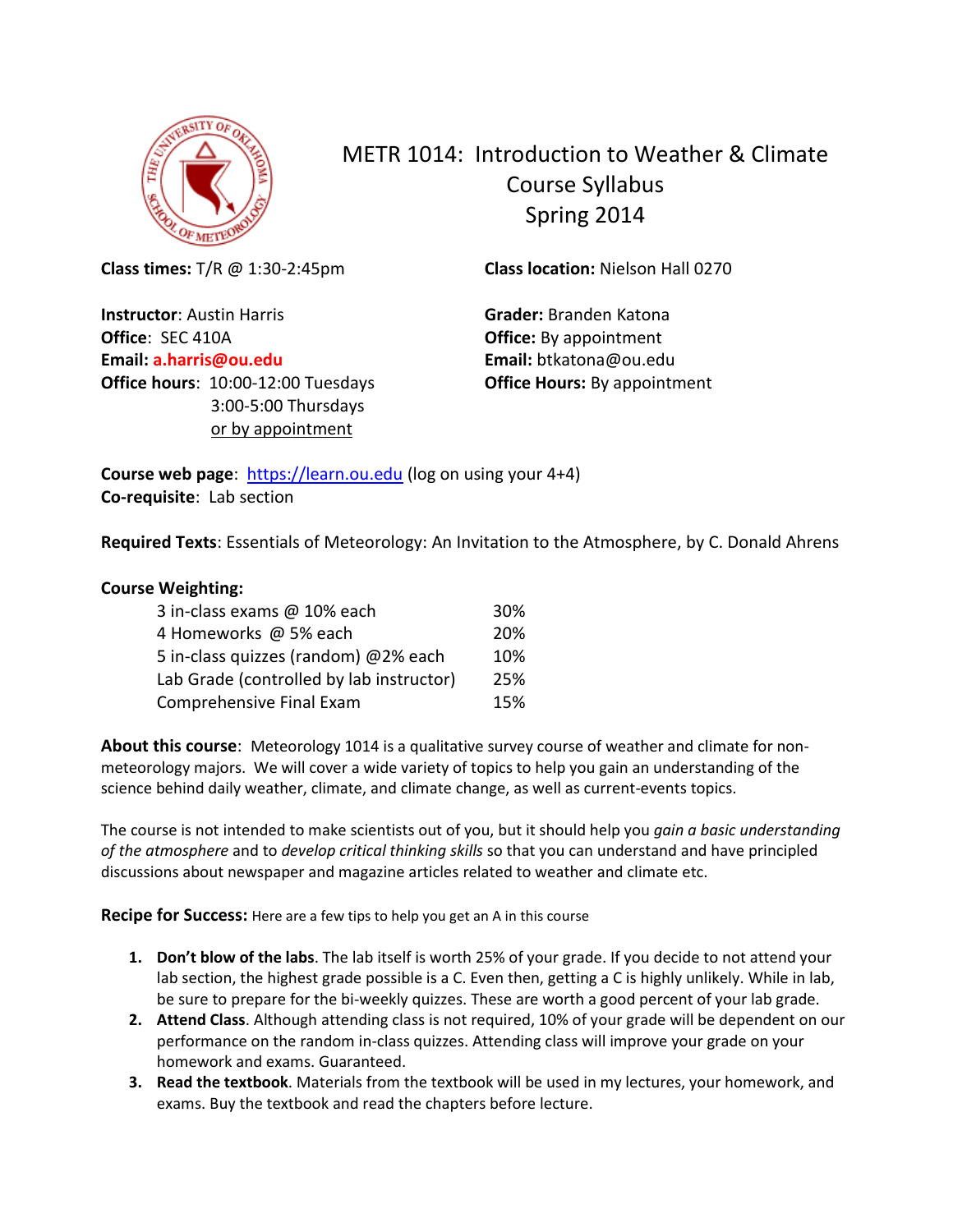# METR 1014: Introduction to Weather & Climate
## Course Syllabus
## Spring 2014

**Class times:** T/R @ 1:30-2:45pm

**Class location:** Nielson Hall 0270

**Instructor**: Austin Harris
**Office**: SEC 410A
**Email: a.harris@ou.edu**
**Office hours**: 10:00-12:00 Tuesdays
3:00-5:00 Thursdays
or by appointment

**Grader:** Branden Katona
**Office:** By appointment
**Email:** btkatona@ou.edu
**Office Hours:** By appointment

**Course web page**: https://learn.ou.edu (log on using your 4+4)
**Co-requisite**: Lab section

**Required Texts**: Essentials of Meteorology: An Invitation to the Atmosphere, by C. Donald Ahrens

**Course Weighting:**

| | |
|---|---|
| 3 in-class exams @ 10% each | 30% |
| 4 Homeworks @ 5% each | 20% |
| 5 in-class quizzes (random) @2% each | 10% |
| Lab Grade (controlled by lab instructor) | 25% |
| Comprehensive Final Exam | 15% |

**About this course**: Meteorology 1014 is a qualitative survey course of weather and climate for non-meteorology majors. We will cover a wide variety of topics to help you gain an understanding of the science behind daily weather, climate, and climate change, as well as current-events topics.

The course is not intended to make scientists out of you, but it should help you *gain a basic understanding of the atmosphere* and to *develop critical thinking skills* so that you can understand and have principled discussions about newspaper and magazine articles related to weather and climate etc.

**Recipe for Success:** Here are a few tips to help you get an A in this course

1. **Don't blow of the labs**. The lab itself is worth 25% of your grade. If you decide to not attend your lab section, the highest grade possible is a C. Even then, getting a C is highly unlikely. While in lab, be sure to prepare for the bi-weekly quizzes. These are worth a good percent of your lab grade.
2. **Attend Class**. Although attending class is not required, 10% of your grade will be dependent on our performance on the random in-class quizzes. Attending class will improve your grade on your homework and exams. Guaranteed.
3. **Read the textbook**. Materials from the textbook will be used in my lectures, your homework, and exams. Buy the textbook and read the chapters before lecture.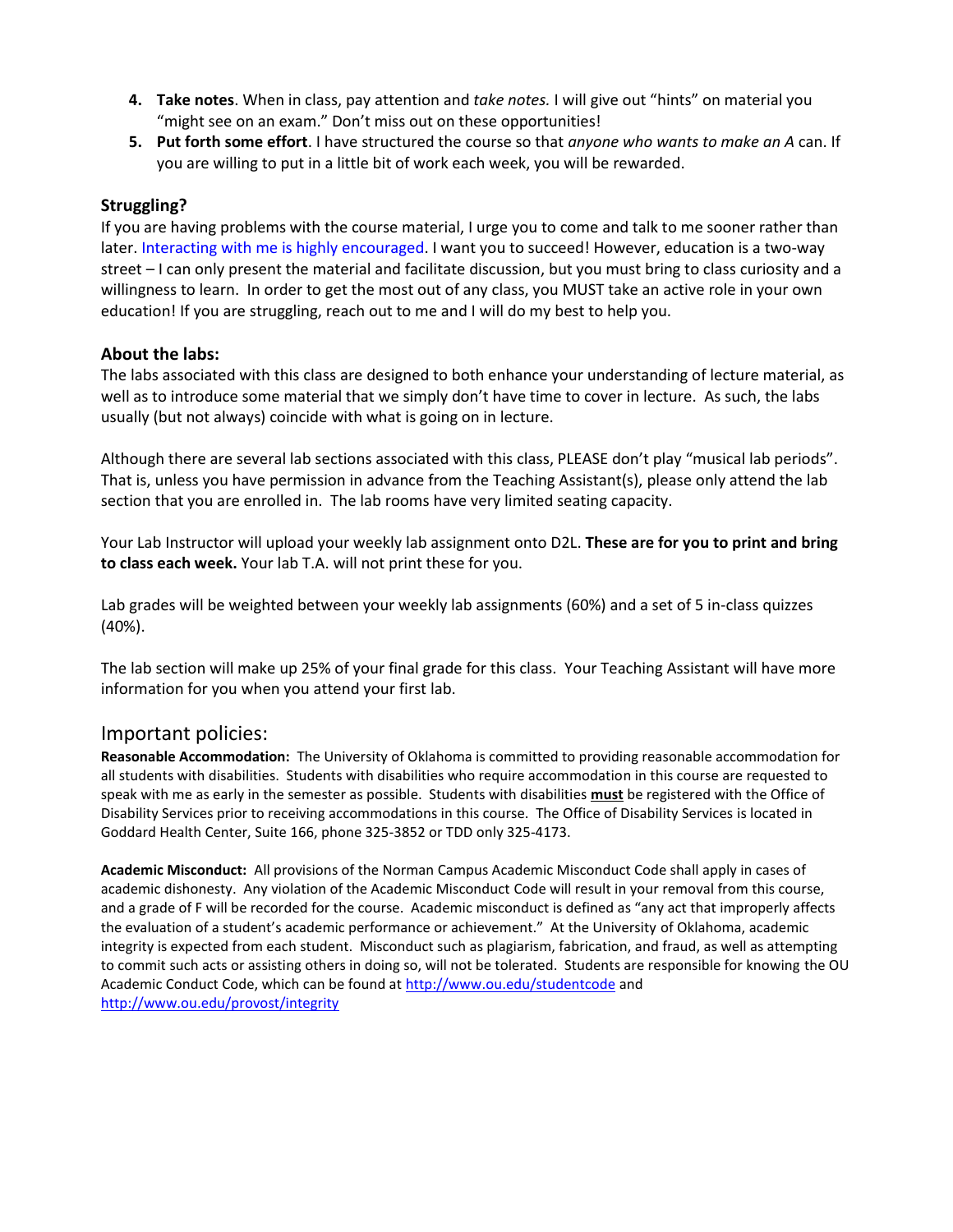4. **Take notes**. When in class, pay attention and *take notes.* I will give out "hints" on material you "might see on an exam." Don't miss out on these opportunities!
5. **Put forth some effort**. I have structured the course so that *anyone who wants to make an A* can. If you are willing to put in a little bit of work each week, you will be rewarded.

### Struggling?

If you are having problems with the course material, I urge you to come and talk to me sooner rather than later. Interacting with me is highly encouraged. I want you to succeed! However, education is a two-way street – I can only present the material and facilitate discussion, but you must bring to class curiosity and a willingness to learn. In order to get the most out of any class, you MUST take an active role in your own education! If you are struggling, reach out to me and I will do my best to help you.

### About the labs:

The labs associated with this class are designed to both enhance your understanding of lecture material, as well as to introduce some material that we simply don't have time to cover in lecture. As such, the labs usually (but not always) coincide with what is going on in lecture.

Although there are several lab sections associated with this class, PLEASE don't play "musical lab periods". That is, unless you have permission in advance from the Teaching Assistant(s), please only attend the lab section that you are enrolled in. The lab rooms have very limited seating capacity.

Your Lab Instructor will upload your weekly lab assignment onto D2L. **These are for you to print and bring to class each week.** Your lab T.A. will not print these for you.

Lab grades will be weighted between your weekly lab assignments (60%) and a set of 5 in-class quizzes (40%).

The lab section will make up 25% of your final grade for this class. Your Teaching Assistant will have more information for you when you attend your first lab.

## Important policies:

**Reasonable Accommodation:** The University of Oklahoma is committed to providing reasonable accommodation for all students with disabilities. Students with disabilities who require accommodation in this course are requested to speak with me as early in the semester as possible. Students with disabilities **must** be registered with the Office of Disability Services prior to receiving accommodations in this course. The Office of Disability Services is located in Goddard Health Center, Suite 166, phone 325-3852 or TDD only 325-4173.

**Academic Misconduct:** All provisions of the Norman Campus Academic Misconduct Code shall apply in cases of academic dishonesty. Any violation of the Academic Misconduct Code will result in your removal from this course, and a grade of F will be recorded for the course. Academic misconduct is defined as "any act that improperly affects the evaluation of a student's academic performance or achievement." At the University of Oklahoma, academic integrity is expected from each student. Misconduct such as plagiarism, fabrication, and fraud, as well as attempting to commit such acts or assisting others in doing so, will not be tolerated. Students are responsible for knowing the OU Academic Conduct Code, which can be found at http://www.ou.edu/studentcode and http://www.ou.edu/provost/integrity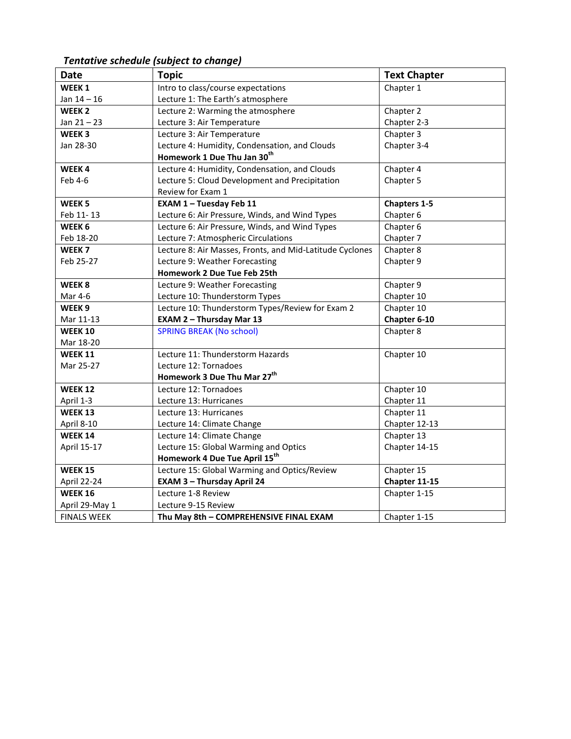*Tentative schedule (subject to change)*

| Date | Topic | Text Chapter |
|---|---|---|
| **WEEK 1**<br>Jan 14 – 16 | Intro to class/course expectations<br>Lecture 1: The Earth's atmosphere | Chapter 1 |
| **WEEK 2**<br>Jan 21 – 23 | Lecture 2: Warming the atmosphere<br>Lecture 3: Air Temperature | Chapter 2<br>Chapter 2-3 |
| **WEEK 3**<br>Jan 28-30 | Lecture 3: Air Temperature<br>Lecture 4: Humidity, Condensation, and Clouds<br>**Homework 1 Due Thu Jan 30th** | Chapter 3<br>Chapter 3-4 |
| **WEEK 4**<br>Feb 4-6 | Lecture 4: Humidity, Condensation, and Clouds<br>Lecture 5: Cloud Development and Precipitation<br>Review for Exam 1 | Chapter 4<br>Chapter 5 |
| **WEEK 5**<br>Feb 11- 13 | **EXAM 1 – Tuesday Feb 11**<br>Lecture 6: Air Pressure, Winds, and Wind Types | **Chapters 1-5**<br>Chapter 6 |
| **WEEK 6**<br>Feb 18-20 | Lecture 6: Air Pressure, Winds, and Wind Types<br>Lecture 7: Atmospheric Circulations | Chapter 6<br>Chapter 7 |
| **WEEK 7**<br>Feb 25-27 | Lecture 8: Air Masses, Fronts, and Mid-Latitude Cyclones<br>Lecture 9: Weather Forecasting<br>**Homework 2 Due Tue Feb 25th** | Chapter 8<br>Chapter 9 |
| **WEEK 8**<br>Mar 4-6 | Lecture 9: Weather Forecasting<br>Lecture 10: Thunderstorm Types | Chapter 9<br>Chapter 10 |
| **WEEK 9**<br>Mar 11-13 | Lecture 10: Thunderstorm Types/Review for Exam 2<br>**EXAM 2 – Thursday Mar 13** | Chapter 10<br>**Chapter 6-10** |
| **WEEK 10**<br>Mar 18-20 | SPRING BREAK (No school) | Chapter 8 |
| **WEEK 11**<br>Mar 25-27 | Lecture 11: Thunderstorm Hazards<br>Lecture 12: Tornadoes<br>**Homework 3 Due Thu Mar 27th** | Chapter 10 |
| **WEEK 12**<br>April 1-3 | Lecture 12: Tornadoes<br>Lecture 13: Hurricanes | Chapter 10<br>Chapter 11 |
| **WEEK 13**<br>April 8-10 | Lecture 13: Hurricanes<br>Lecture 14: Climate Change | Chapter 11<br>Chapter 12-13 |
| **WEEK 14**<br>April 15-17 | Lecture 14: Climate Change<br>Lecture 15: Global Warming and Optics<br>**Homework 4 Due Tue April 15th** | Chapter 13<br>Chapter 14-15 |
| **WEEK 15**<br>April 22-24 | Lecture 15: Global Warming and Optics/Review<br>**EXAM 3 – Thursday April 24** | Chapter 15<br>**Chapter 11-15** |
| **WEEK 16**<br>April 29-May 1 | Lecture 1-8 Review<br>Lecture 9-15 Review | Chapter 1-15 |
| FINALS WEEK | **Thu May 8th – COMPREHENSIVE FINAL EXAM** | Chapter 1-15 |